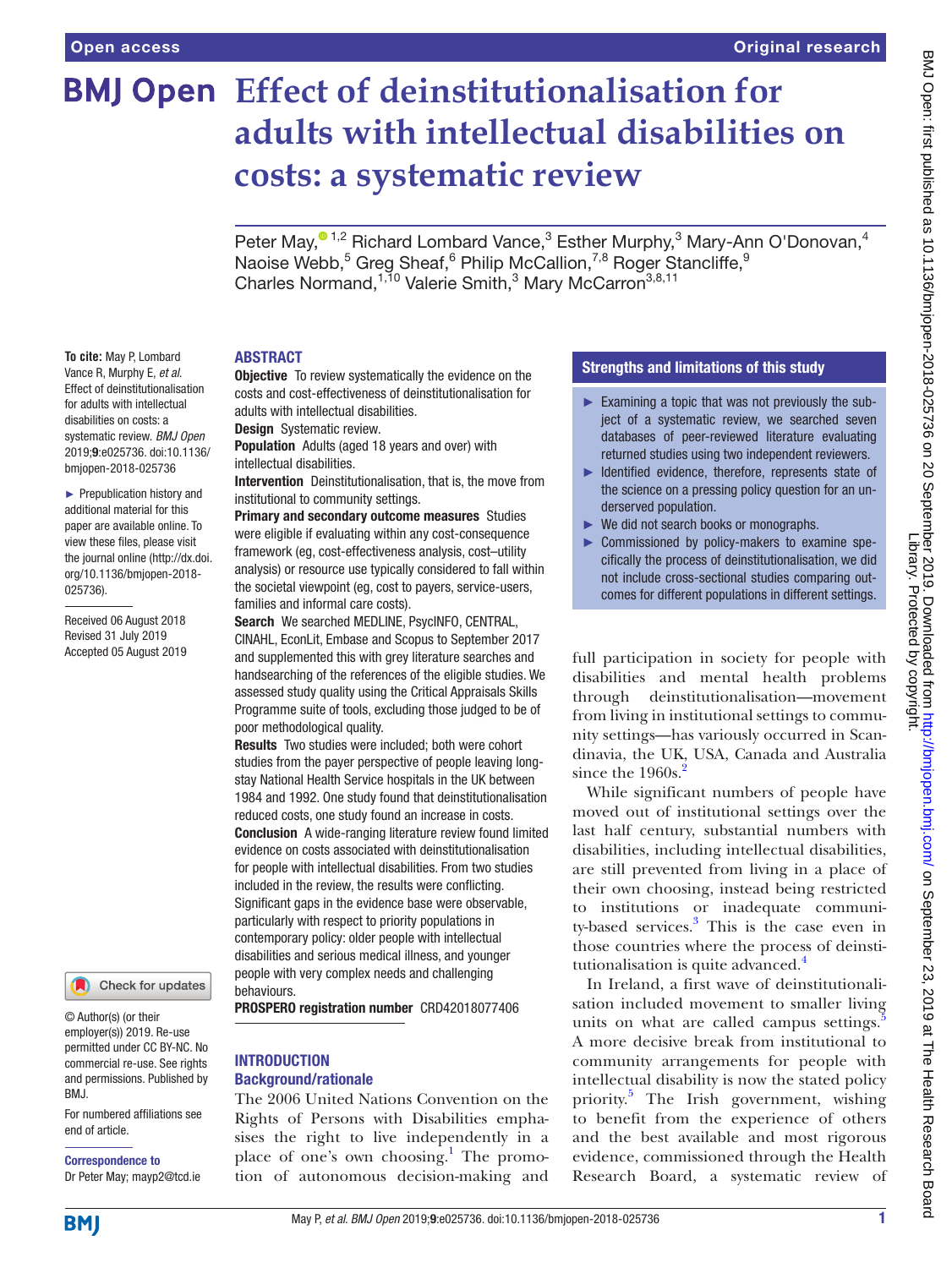Open access

Original research

# Effect of deinstitutionalisation for adults with intellectual disabilities on costs: a systematic review

Peter May,[1,2] Richard Lombard Vance,[3] Esther Murphy,[3] Mary-Ann O'Donovan,[4] Naoise Webb,[5] Greg Sheaf,[6] Philip McCallion,[7,8] Roger Stancliffe,[9] Charles Normand,[1,10] Valerie Smith,[3] Mary McCarron[3,8,11]

**To cite:** May P, Lombard Vance R, Murphy E, *et al*. Effect of deinstitutionalisation for adults with intellectual disabilities on costs: a systematic review. *BMJ Open* 2019;**9**:e025736. doi:10.1136/bmjopen-2018-025736

► Prepublication history and additional material for this paper are available online. To view these files, please visit the journal online (http://dx.doi.org/10.1136/bmjopen-2018-025736).

Received 06 August 2018
Revised 31 July 2019
Accepted 05 August 2019

© Author(s) (or their employer(s)) 2019. Re-use permitted under CC BY-NC. No commercial re-use. See rights and permissions. Published by BMJ.

For numbered affiliations see end of article.

**Correspondence to**
Dr Peter May; mayp2@tcd.ie

## ABSTRACT

**Objective** To review systematically the evidence on the costs and cost-effectiveness of deinstitutionalisation for adults with intellectual disabilities.

**Design** Systematic review.

**Population** Adults (aged 18 years and over) with intellectual disabilities.

**Intervention** Deinstitutionalisation, that is, the move from institutional to community settings.

**Primary and secondary outcome measures** Studies were eligible if evaluating within any cost-consequence framework (eg, cost-effectiveness analysis, cost–utility analysis) or resource use typically considered to fall within the societal viewpoint (eg, cost to payers, service-users, families and informal care costs).

**Search** We searched MEDLINE, PsycINFO, CENTRAL, CINAHL, EconLit, Embase and Scopus to September 2017 and supplemented this with grey literature searches and handsearching of the references of the eligible studies. We assessed study quality using the Critical Appraisals Skills Programme suite of tools, excluding those judged to be of poor methodological quality.

**Results** Two studies were included; both were cohort studies from the payer perspective of people leaving long-stay National Health Service hospitals in the UK between 1984 and 1992. One study found that deinstitutionalisation reduced costs, one study found an increase in costs.

**Conclusion** A wide-ranging literature review found limited evidence on costs associated with deinstitutionalisation for people with intellectual disabilities. From two studies included in the review, the results were conflicting. Significant gaps in the evidence base were observable, particularly with respect to priority populations in contemporary policy: older people with intellectual disabilities and serious medical illness, and younger people with very complex needs and challenging behaviours.

**PROSPERO registration number** CRD42018077406

### Strengths and limitations of this study

- ► Examining a topic that was not previously the subject of a systematic review, we searched seven databases of peer-reviewed literature evaluating returned studies using two independent reviewers.
- ► Identified evidence, therefore, represents state of the science on a pressing policy question for an underserved population.
- ► We did not search books or monographs.
- ► Commissioned by policy-makers to examine specifically the process of deinstitutionalisation, we did not include cross-sectional studies comparing outcomes for different populations in different settings.

## INTRODUCTION

### Background/rationale

The 2006 United Nations Convention on the Rights of Persons with Disabilities emphasises the right to live independently in a place of one's own choosing.[1] The promotion of autonomous decision-making and full participation in society for people with disabilities and mental health problems through deinstitutionalisation—movement from living in institutional settings to community settings—has variously occurred in Scandinavia, the UK, USA, Canada and Australia since the 1960s.[2]

While significant numbers of people have moved out of institutional settings over the last half century, substantial numbers with disabilities, including intellectual disabilities, are still prevented from living in a place of their own choosing, instead being restricted to institutions or inadequate community-based services.[3] This is the case even in those countries where the process of deinstitutionalisation is quite advanced.[4]

In Ireland, a first wave of deinstitutionalisation included movement to smaller living units on what are called campus settings.[5] A more decisive break from institutional to community arrangements for people with intellectual disability is now the stated policy priority.[5] The Irish government, wishing to benefit from the experience of others and the best available and most rigorous evidence, commissioned through the Health Research Board, a systematic review of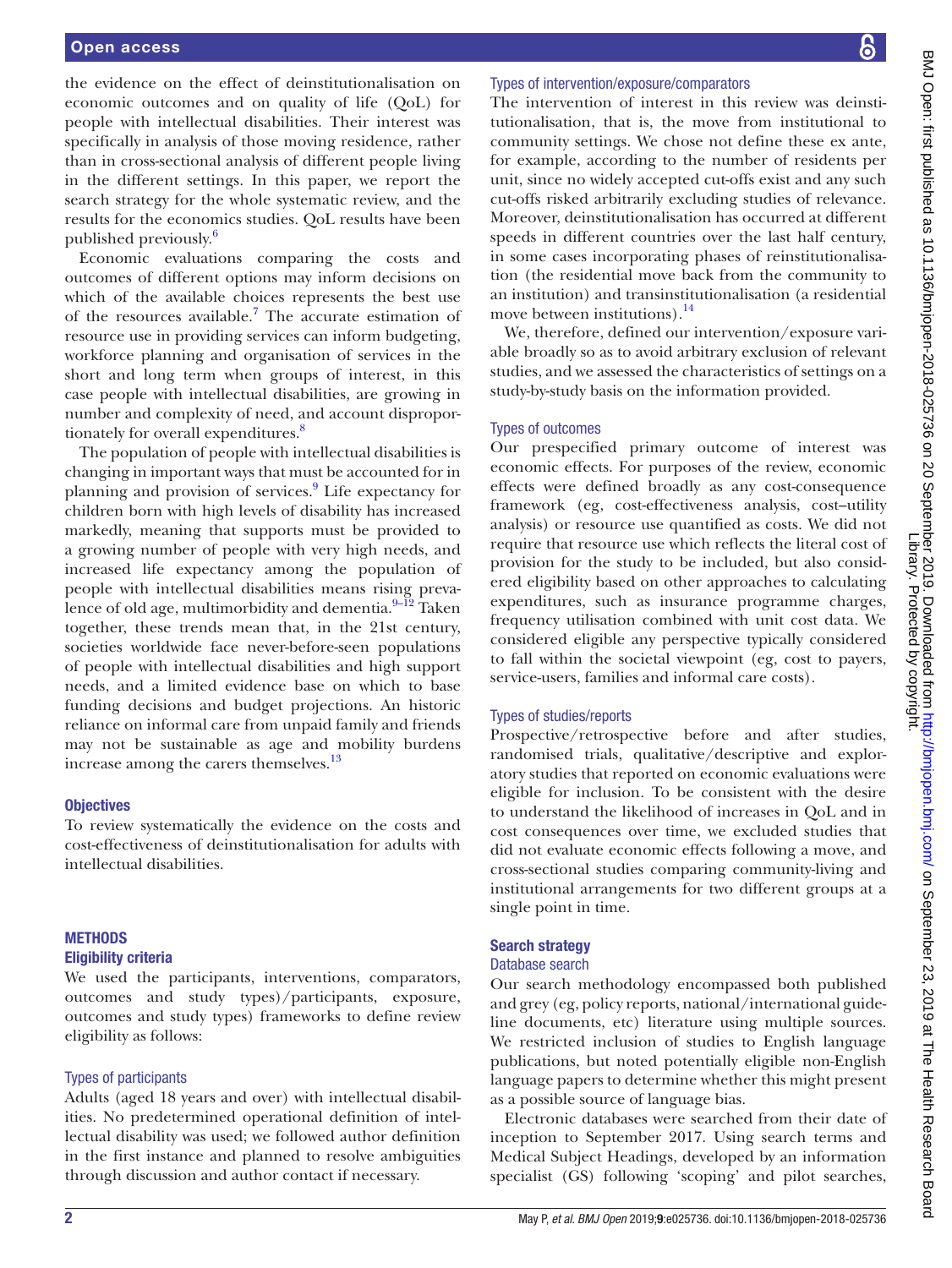the evidence on the effect of deinstitutionalisation on economic outcomes and on quality of life (QoL) for people with intellectual disabilities. Their interest was specifically in analysis of those moving residence, rather than in cross-sectional analysis of different people living in the different settings. In this paper, we report the search strategy for the whole systematic review, and the results for the economics studies. QoL results have been published previously.[6]

Economic evaluations comparing the costs and outcomes of different options may inform decisions on which of the available choices represents the best use of the resources available.[7] The accurate estimation of resource use in providing services can inform budgeting, workforce planning and organisation of services in the short and long term when groups of interest, in this case people with intellectual disabilities, are growing in number and complexity of need, and account disproportionately for overall expenditures.[8]

The population of people with intellectual disabilities is changing in important ways that must be accounted for in planning and provision of services.[9] Life expectancy for children born with high levels of disability has increased markedly, meaning that supports must be provided to a growing number of people with very high needs, and increased life expectancy among the population of people with intellectual disabilities means rising prevalence of old age, multimorbidity and dementia.[9–12] Taken together, these trends mean that, in the 21st century, societies worldwide face never-before-seen populations of people with intellectual disabilities and high support needs, and a limited evidence base on which to base funding decisions and budget projections. An historic reliance on informal care from unpaid family and friends may not be sustainable as age and mobility burdens increase among the carers themselves.[13]

## Objectives

To review systematically the evidence on the costs and cost-effectiveness of deinstitutionalisation for adults with intellectual disabilities.

## METHODS

### Eligibility criteria

We used the participants, interventions, comparators, outcomes and study types)/participants, exposure, outcomes and study types) frameworks to define review eligibility as follows:

#### Types of participants

Adults (aged 18 years and over) with intellectual disabilities. No predetermined operational definition of intellectual disability was used; we followed author definition in the first instance and planned to resolve ambiguities through discussion and author contact if necessary.

#### Types of intervention/exposure/comparators

The intervention of interest in this review was deinstitutionalisation, that is, the move from institutional to community settings. We chose not define these ex ante, for example, according to the number of residents per unit, since no widely accepted cut-offs exist and any such cut-offs risked arbitrarily excluding studies of relevance. Moreover, deinstitutionalisation has occurred at different speeds in different countries over the last half century, in some cases incorporating phases of reinstitutionalisation (the residential move back from the community to an institution) and transinstitutionalisation (a residential move between institutions).[14]

We, therefore, defined our intervention/exposure variable broadly so as to avoid arbitrary exclusion of relevant studies, and we assessed the characteristics of settings on a study-by-study basis on the information provided.

#### Types of outcomes

Our prespecified primary outcome of interest was economic effects. For purposes of the review, economic effects were defined broadly as any cost-consequence framework (eg, cost-effectiveness analysis, cost–utility analysis) or resource use quantified as costs. We did not require that resource use which reflects the literal cost of provision for the study to be included, but also considered eligibility based on other approaches to calculating expenditures, such as insurance programme charges, frequency utilisation combined with unit cost data. We considered eligible any perspective typically considered to fall within the societal viewpoint (eg, cost to payers, service-users, families and informal care costs).

#### Types of studies/reports

Prospective/retrospective before and after studies, randomised trials, qualitative/descriptive and exploratory studies that reported on economic evaluations were eligible for inclusion. To be consistent with the desire to understand the likelihood of increases in QoL and in cost consequences over time, we excluded studies that did not evaluate economic effects following a move, and cross-sectional studies comparing community-living and institutional arrangements for two different groups at a single point in time.

### Search strategy

#### Database search

Our search methodology encompassed both published and grey (eg, policy reports, national/international guideline documents, etc) literature using multiple sources. We restricted inclusion of studies to English language publications, but noted potentially eligible non-English language papers to determine whether this might present as a possible source of language bias.

Electronic databases were searched from their date of inception to September 2017. Using search terms and Medical Subject Headings, developed by an information specialist (GS) following 'scoping' and pilot searches,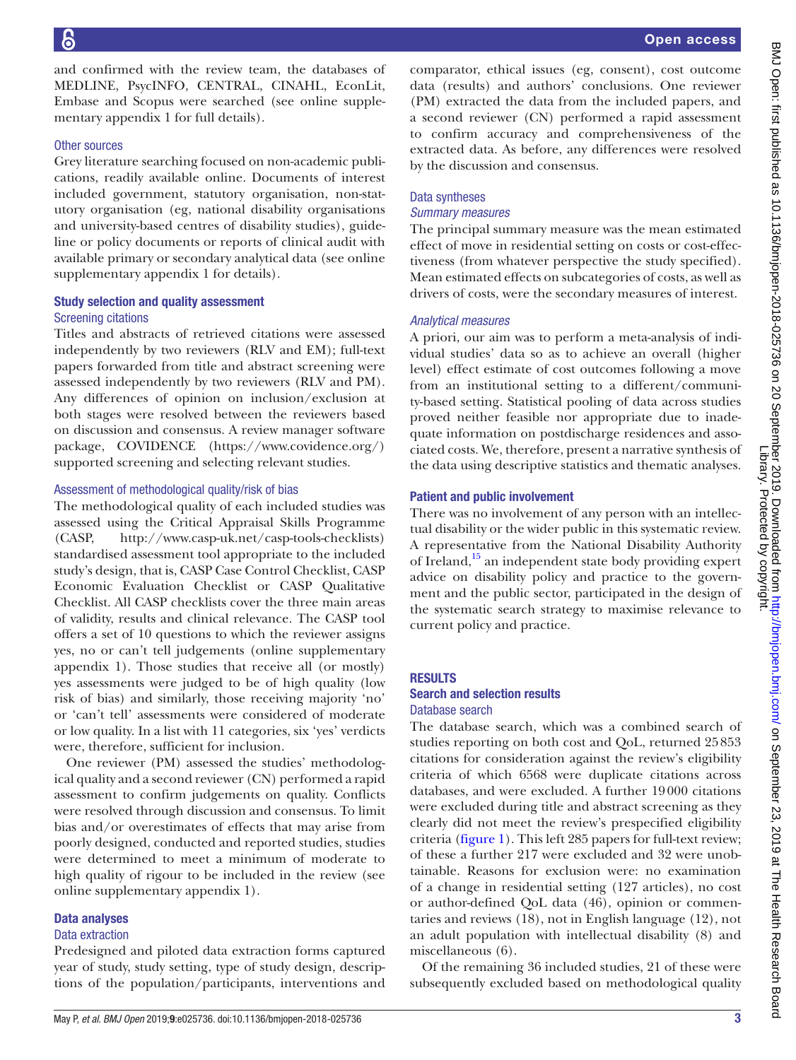and confirmed with the review team, the databases of MEDLINE, PsycINFO, CENTRAL, CINAHL, EconLit, Embase and Scopus were searched (see online supplementary appendix 1 for full details).

### Other sources

Grey literature searching focused on non-academic publications, readily available online. Documents of interest included government, statutory organisation, non-statutory organisation (eg, national disability organisations and university-based centres of disability studies), guideline or policy documents or reports of clinical audit with available primary or secondary analytical data (see online supplementary appendix 1 for details).

## Study selection and quality assessment

### Screening citations

Titles and abstracts of retrieved citations were assessed independently by two reviewers (RLV and EM); full-text papers forwarded from title and abstract screening were assessed independently by two reviewers (RLV and PM). Any differences of opinion on inclusion/exclusion at both stages were resolved between the reviewers based on discussion and consensus. A review manager software package, COVIDENCE (https://www.covidence.org/) supported screening and selecting relevant studies.

### Assessment of methodological quality/risk of bias

The methodological quality of each included studies was assessed using the Critical Appraisal Skills Programme (CASP, http://www.casp-uk.net/casp-tools-checklists) standardised assessment tool appropriate to the included study's design, that is, CASP Case Control Checklist, CASP Economic Evaluation Checklist or CASP Qualitative Checklist. All CASP checklists cover the three main areas of validity, results and clinical relevance. The CASP tool offers a set of 10 questions to which the reviewer assigns yes, no or can't tell judgements (online supplementary appendix 1). Those studies that receive all (or mostly) yes assessments were judged to be of high quality (low risk of bias) and similarly, those receiving majority 'no' or 'can't tell' assessments were considered of moderate or low quality. In a list with 11 categories, six 'yes' verdicts were, therefore, sufficient for inclusion.

One reviewer (PM) assessed the studies' methodological quality and a second reviewer (CN) performed a rapid assessment to confirm judgements on quality. Conflicts were resolved through discussion and consensus. To limit bias and/or overestimates of effects that may arise from poorly designed, conducted and reported studies, studies were determined to meet a minimum of moderate to high quality of rigour to be included in the review (see online supplementary appendix 1).

## Data analyses

### Data extraction

Predesigned and piloted data extraction forms captured year of study, study setting, type of study design, descriptions of the population/participants, interventions and comparator, ethical issues (eg, consent), cost outcome data (results) and authors' conclusions. One reviewer (PM) extracted the data from the included papers, and a second reviewer (CN) performed a rapid assessment to confirm accuracy and comprehensiveness of the extracted data. As before, any differences were resolved by the discussion and consensus.

### Data syntheses

#### *Summary measures*

The principal summary measure was the mean estimated effect of move in residential setting on costs or cost-effectiveness (from whatever perspective the study specified). Mean estimated effects on subcategories of costs, as well as drivers of costs, were the secondary measures of interest.

#### *Analytical measures*

A priori, our aim was to perform a meta-analysis of individual studies' data so as to achieve an overall (higher level) effect estimate of cost outcomes following a move from an institutional setting to a different/community-based setting. Statistical pooling of data across studies proved neither feasible nor appropriate due to inadequate information on postdischarge residences and associated costs. We, therefore, present a narrative synthesis of the data using descriptive statistics and thematic analyses.

## Patient and public involvement

There was no involvement of any person with an intellectual disability or the wider public in this systematic review. A representative from the National Disability Authority of Ireland,[15] an independent state body providing expert advice on disability policy and practice to the government and the public sector, participated in the design of the systematic search strategy to maximise relevance to current policy and practice.

# RESULTS

## Search and selection results

### Database search

The database search, which was a combined search of studies reporting on both cost and QoL, returned 25853 citations for consideration against the review's eligibility criteria of which 6568 were duplicate citations across databases, and were excluded. A further 19000 citations were excluded during title and abstract screening as they clearly did not meet the review's prespecified eligibility criteria (figure 1). This left 285 papers for full-text review; of these a further 217 were excluded and 32 were unobtainable. Reasons for exclusion were: no examination of a change in residential setting (127 articles), no cost or author-defined QoL data (46), opinion or commentaries and reviews (18), not in English language (12), not an adult population with intellectual disability (8) and miscellaneous (6).

Of the remaining 36 included studies, 21 of these were subsequently excluded based on methodological quality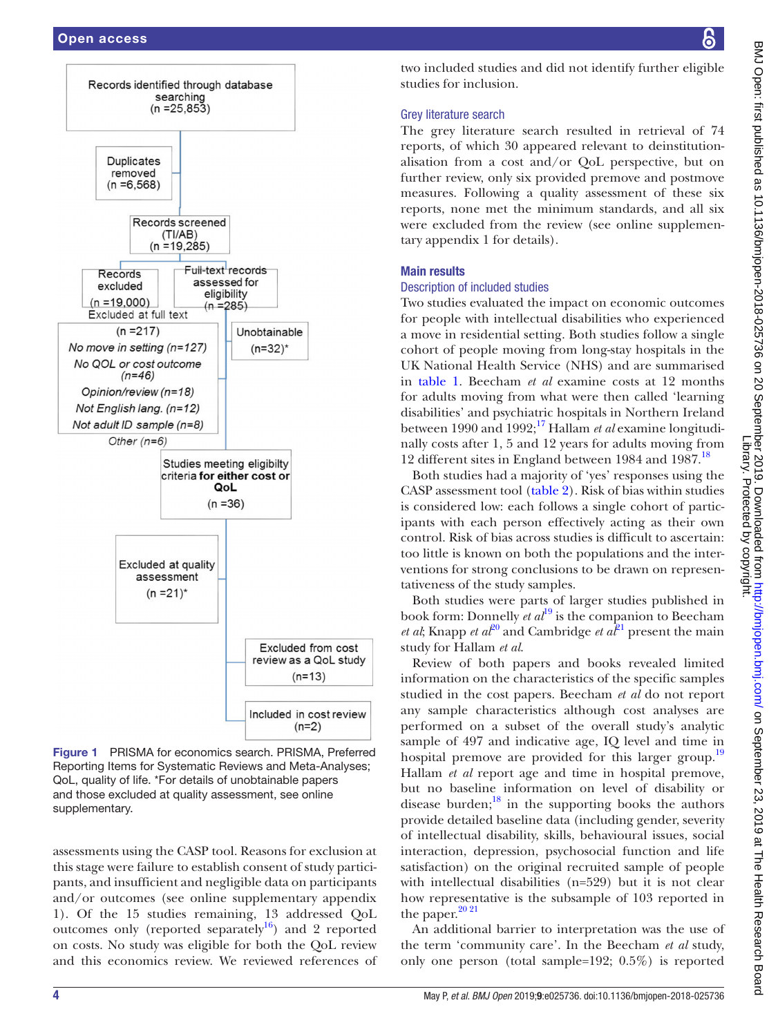Records identified through database searching (n =25,853)

Duplicates removed (n =6,568)

Records screened (TI/AB) (n =19,285)

Records excluded (n =19,000)

Full-text records assessed for eligibility (n =285)

Excluded at full text (n =217)
*No move in setting (n=127)*
*No QOL or cost outcome (n=46)*
*Opinion/review (n=18)*
*Not English lang. (n=12)*
*Not adult ID sample (n=8)*
*Other (n=6)*

Unobtainable (n=32)*

Studies meeting eligibilty criteria **for either cost or QoL** (n =36)

Excluded at quality assessment (n =21)*

Excluded from cost review as a QoL study (n=13)

Included in cost review (n=2)

**Figure 1** PRISMA for economics search. PRISMA, Preferred Reporting Items for Systematic Reviews and Meta-Analyses; QoL, quality of life. *For details of unobtainable papers and those excluded at quality assessment, see online supplementary.

assessments using the CASP tool. Reasons for exclusion at this stage were failure to establish consent of study participants, and insufficient and negligible data on participants and/or outcomes (see online supplementary appendix 1). Of the 15 studies remaining, 13 addressed QoL outcomes only (reported separately[16]) and 2 reported on costs. No study was eligible for both the QoL review and this economics review. We reviewed references of two included studies and did not identify further eligible studies for inclusion.

### Grey literature search

The grey literature search resulted in retrieval of 74 reports, of which 30 appeared relevant to deinstitutionalisation from a cost and/or QoL perspective, but on further review, only six provided premove and postmove measures. Following a quality assessment of these six reports, none met the minimum standards, and all six were excluded from the review (see online supplementary appendix 1 for details).

## Main results

### Description of included studies

Two studies evaluated the impact on economic outcomes for people with intellectual disabilities who experienced a move in residential setting. Both studies follow a single cohort of people moving from long-stay hospitals in the UK National Health Service (NHS) and are summarised in table 1. Beecham *et al* examine costs at 12 months for adults moving from what were then called 'learning disabilities' and psychiatric hospitals in Northern Ireland between 1990 and 1992;[17] Hallam *et al* examine longitudinally costs after 1, 5 and 12 years for adults moving from 12 different sites in England between 1984 and 1987.[18]

Both studies had a majority of 'yes' responses using the CASP assessment tool (table 2). Risk of bias within studies is considered low: each follows a single cohort of participants with each person effectively acting as their own control. Risk of bias across studies is difficult to ascertain: too little is known on both the populations and the interventions for strong conclusions to be drawn on representativeness of the study samples.

Both studies were parts of larger studies published in book form: Donnelly *et al*[19] is the companion to Beecham *et al*; Knapp *et al*[20] and Cambridge *et al*[21] present the main study for Hallam *et al*.

Review of both papers and books revealed limited information on the characteristics of the specific samples studied in the cost papers. Beecham *et al* do not report any sample characteristics although cost analyses are performed on a subset of the overall study's analytic sample of 497 and indicative age, IQ level and time in hospital premove are provided for this larger group.[19] Hallam *et al* report age and time in hospital premove, but no baseline information on level of disability or disease burden;[18] in the supporting books the authors provide detailed baseline data (including gender, severity of intellectual disability, skills, behavioural issues, social interaction, depression, psychosocial function and life satisfaction) on the original recruited sample of people with intellectual disabilities (n=529) but it is not clear how representative is the subsample of 103 reported in the paper.[20,21]

An additional barrier to interpretation was the use of the term 'community care'. In the Beecham *et al* study, only one person (total sample=192; 0.5%) is reported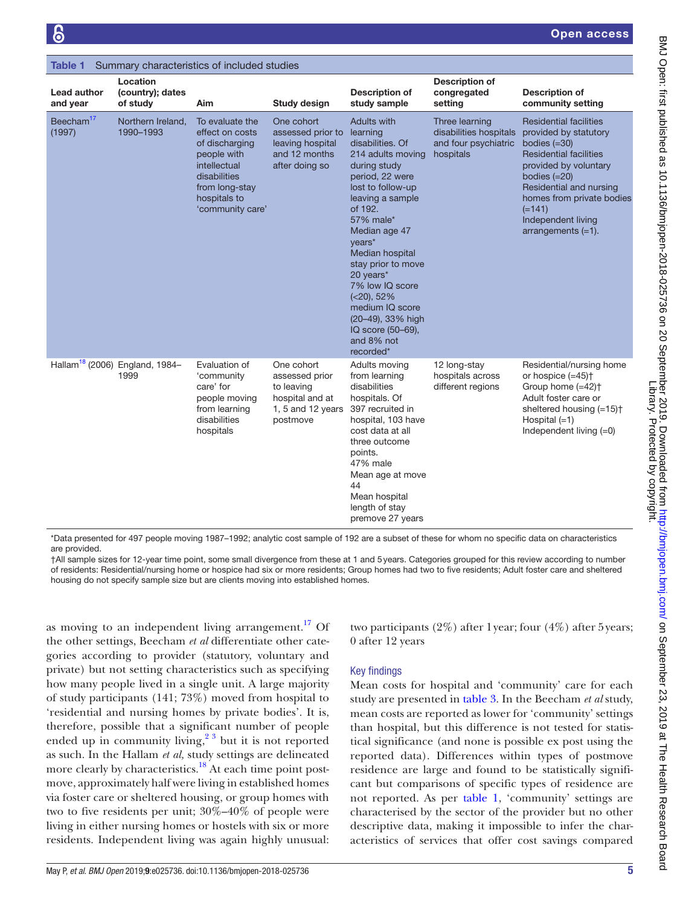**Table 1** Summary characteristics of included studies

| Lead author and year | Location (country); dates of study | Aim | Study design | Description of study sample | Description of congregated setting | Description of community setting |
|---|---|---|---|---|---|---|
| Beecham[17] (1997) | Northern Ireland, 1990–1993 | To evaluate the effect on costs of discharging people with intellectual disabilities from long-stay hospitals to 'community care' | One cohort assessed prior to leaving hospital and 12 months after doing so | Adults with learning disabilities. Of 214 adults moving during study period, 22 were lost to follow-up leaving a sample of 192. 57% male* Median age 47 years* Median hospital stay prior to move 20 years* 7% low IQ score (<20), 52% medium IQ score (20–49), 33% high IQ score (50–69), and 8% not recorded* | Three learning disabilities hospitals and four psychiatric hospitals | Residential facilities provided by statutory bodies (=30) Residential facilities provided by voluntary bodies (=20) Residential and nursing homes from private bodies (=141) Independent living arrangements (=1). |
| Hallam[18] (2006) | England, 1984–1999 | Evaluation of 'community care' for people moving from learning disabilities hospitals | One cohort assessed prior to leaving hospital and at 1, 5 and 12 years postmove | Adults moving from learning disabilities hospitals. Of 397 recruited in hospital, 103 have cost data at all three outcome points. 47% male Mean age at move 44 Mean hospital length of stay premove 27 years | 12 long-stay hospitals across different regions | Residential/nursing home or hospice (=45)† Group home (=42)† Adult foster care or sheltered housing (=15)† Hospital (=1) Independent living (=0) |

*Data presented for 497 people moving 1987–1992; analytic cost sample of 192 are a subset of these for whom no specific data on characteristics are provided.

†All sample sizes for 12-year time point, some small divergence from these at 1 and 5 years. Categories grouped for this review according to number of residents: Residential/nursing home or hospice had six or more residents; Group homes had two to five residents; Adult foster care and sheltered housing do not specify sample size but are clients moving into established homes.

as moving to an independent living arrangement.[17] Of the other settings, Beecham *et al* differentiate other categories according to provider (statutory, voluntary and private) but not setting characteristics such as specifying how many people lived in a single unit. A large majority of study participants (141; 73%) moved from hospital to 'residential and nursing homes by private bodies'. It is, therefore, possible that a significant number of people ended up in community living,[2,3] but it is not reported as such. In the Hallam *et al,* study settings are delineated more clearly by characteristics.[18] At each time point postmove, approximately half were living in established homes via foster care or sheltered housing, or group homes with two to five residents per unit; 30%–40% of people were living in either nursing homes or hostels with six or more residents. Independent living was again highly unusual: two participants (2%) after 1 year; four (4%) after 5 years; 0 after 12 years

## Key findings

Mean costs for hospital and 'community' care for each study are presented in table 3. In the Beecham *et al* study, mean costs are reported as lower for 'community' settings than hospital, but this difference is not tested for statistical significance (and none is possible ex post using the reported data). Differences within types of postmove residence are large and found to be statistically significant but comparisons of specific types of residence are not reported. As per table 1, 'community' settings are characterised by the sector of the provider but no other descriptive data, making it impossible to infer the characteristics of services that offer cost savings compared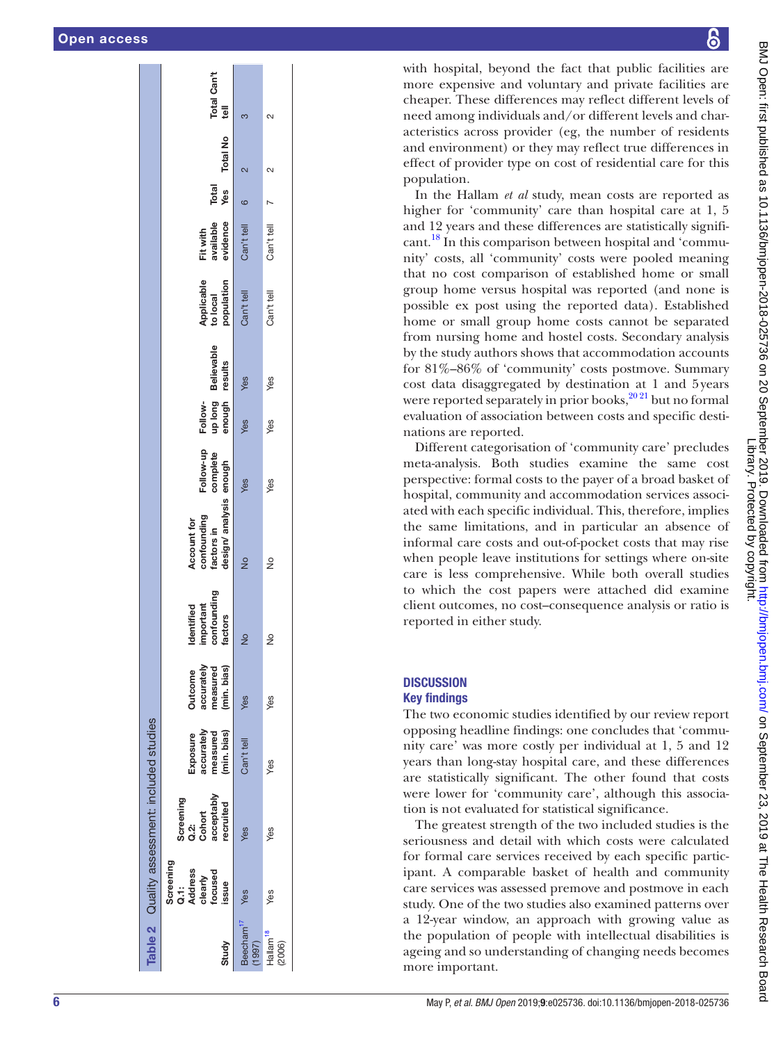Table 2 Quality assessment: included studies

| Study | Screening Q.1: Address clearly focused issue | Screening Q.2: Cohort acceptably recruited | Exposure accurately measured (min. bias) | Outcome accurately measured (min. bias) | Identified important confounding factors | Account for confounding factors in design/ analysis | Follow-up complete enough | Follow-up long enough | Believable results | Applicable to local population | Fit with available evidence | Total Yes | Total No | Total Can't tell |
|---|---|---|---|---|---|---|---|---|---|---|---|---|---|---|
| Beecham[17] (1997) | Yes | Yes | Can't tell | Yes | No | No | Yes | Yes | Yes | Can't tell | Can't tell | 6 | 2 | 3 |
| Hallam[18] (2006) | Yes | Yes | Yes | Yes | No | No | Yes | Yes | Yes | Can't tell | Can't tell | 7 | 2 | 2 |

with hospital, beyond the fact that public facilities are more expensive and voluntary and private facilities are cheaper. These differences may reflect different levels of need among individuals and/or different levels and characteristics across provider (eg, the number of residents and environment) or they may reflect true differences in effect of provider type on cost of residential care for this population.

In the Hallam *et al* study, mean costs are reported as higher for 'community' care than hospital care at 1, 5 and 12 years and these differences are statistically significant.[18] In this comparison between hospital and 'community' costs, all 'community' costs were pooled meaning that no cost comparison of established home or small group home versus hospital was reported (and none is possible ex post using the reported data). Established home or small group home costs cannot be separated from nursing home and hostel costs. Secondary analysis by the study authors shows that accommodation accounts for 81%–86% of 'community' costs postmove. Summary cost data disaggregated by destination at 1 and 5 years were reported separately in prior books,[20 21] but no formal evaluation of association between costs and specific destinations are reported.

Different categorisation of 'community care' precludes meta-analysis. Both studies examine the same cost perspective: formal costs to the payer of a broad basket of hospital, community and accommodation services associated with each specific individual. This, therefore, implies the same limitations, and in particular an absence of informal care costs and out-of-pocket costs that may rise when people leave institutions for settings where on-site care is less comprehensive. While both overall studies to which the cost papers were attached did examine client outcomes, no cost–consequence analysis or ratio is reported in either study.

## DISCUSSION

### Key findings

The two economic studies identified by our review report opposing headline findings: one concludes that 'community care' was more costly per individual at 1, 5 and 12 years than long-stay hospital care, and these differences are statistically significant. The other found that costs were lower for 'community care', although this association is not evaluated for statistical significance.

The greatest strength of the two included studies is the seriousness and detail with which costs were calculated for formal care services received by each specific participant. A comparable basket of health and community care services was assessed premove and postmove in each study. One of the two studies also examined patterns over a 12-year window, an approach with growing value as the population of people with intellectual disabilities is ageing and so understanding of changing needs becomes more important.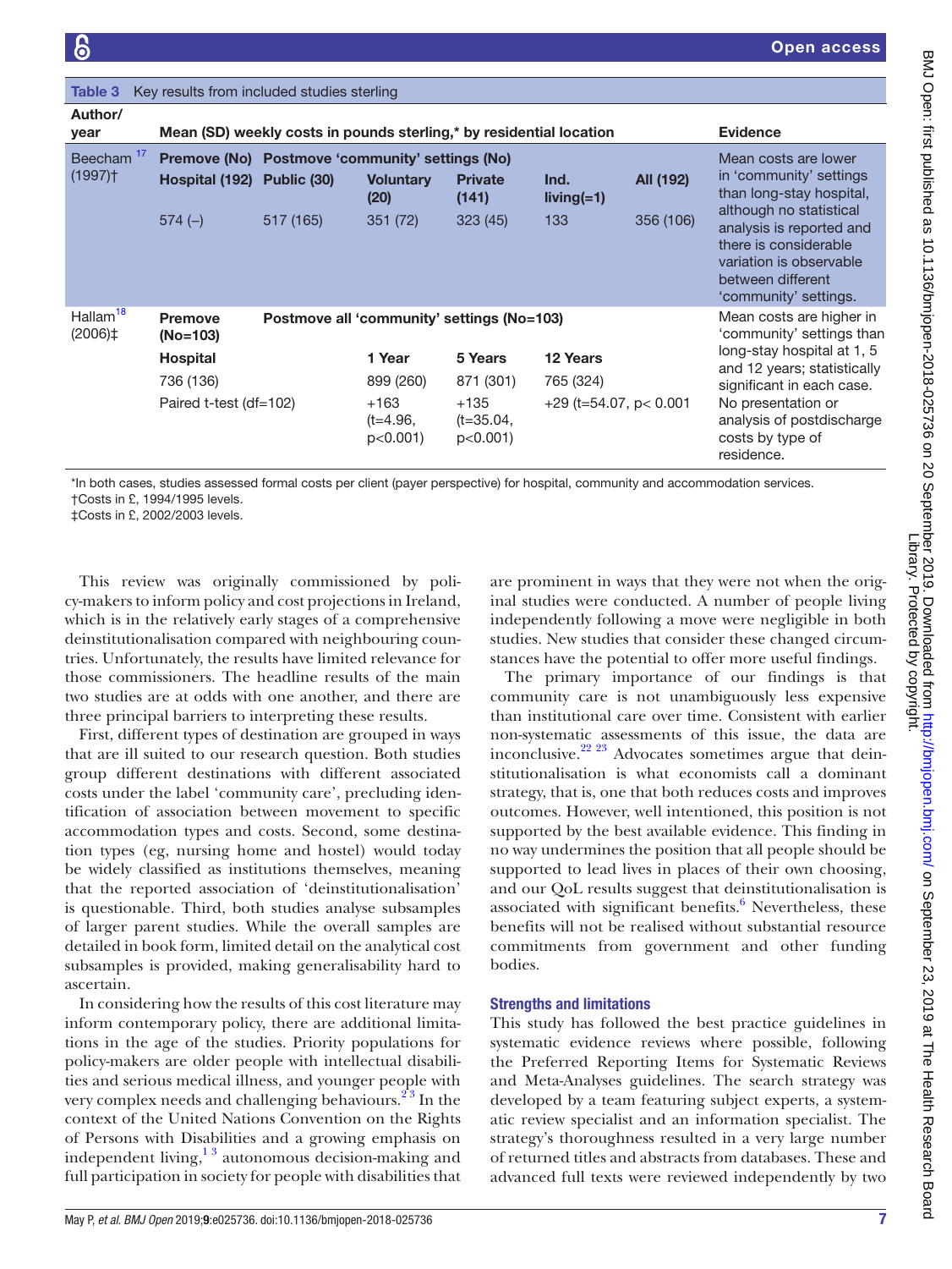**Table 3** Key results from included studies sterling

| Author/ year | Mean (SD) weekly costs in pounds sterling,* by residential location | | | | | | Evidence |
|---|---|---|---|---|---|---|---|
| Beecham[17] (1997)† | Premove (No) | Postmove 'community' settings (No) | | | | | Mean costs are lower in 'community' settings than long-stay hospital, although no statistical analysis is reported and there is considerable variation is observable between different 'community' settings. |
| | Hospital (192) | Public (30) | Voluntary (20) | Private (141) | Ind. living(=1) | All (192) | |
| | 574 (–) | 517 (165) | 351 (72) | 323 (45) | 133 | 356 (106) | |
| Hallam[18] (2006)‡ | Premove (No=103) | Postmove all 'community' settings (No=103) | | | | | Mean costs are higher in 'community' settings than long-stay hospital at 1, 5 and 12 years; statistically significant in each case. No presentation or analysis of postdischarge costs by type of residence. |
| | Hospital | | 1 Year | 5 Years | 12 Years | | |
| | 736 (136) | | 899 (260) | 871 (301) | 765 (324) | | |
| | Paired t-test (df=102) | | +163 (t=4.96, p<0.001) | +135 (t=35.04, p<0.001) | +29 (t=54.07, p< 0.001 | | |

*In both cases, studies assessed formal costs per client (payer perspective) for hospital, community and accommodation services.
†Costs in £, 1994/1995 levels.
‡Costs in £, 2002/2003 levels.

This review was originally commissioned by policy-makers to inform policy and cost projections in Ireland, which is in the relatively early stages of a comprehensive deinstitutionalisation compared with neighbouring countries. Unfortunately, the results have limited relevance for those commissioners. The headline results of the main two studies are at odds with one another, and there are three principal barriers to interpreting these results.

First, different types of destination are grouped in ways that are ill suited to our research question. Both studies group different destinations with different associated costs under the label 'community care', precluding identification of association between movement to specific accommodation types and costs. Second, some destination types (eg, nursing home and hostel) would today be widely classified as institutions themselves, meaning that the reported association of 'deinstitutionalisation' is questionable. Third, both studies analyse subsamples of larger parent studies. While the overall samples are detailed in book form, limited detail on the analytical cost subsamples is provided, making generalisability hard to ascertain.

In considering how the results of this cost literature may inform contemporary policy, there are additional limitations in the age of the studies. Priority populations for policy-makers are older people with intellectual disabilities and serious medical illness, and younger people with very complex needs and challenging behaviours.[2,3] In the context of the United Nations Convention on the Rights of Persons with Disabilities and a growing emphasis on independent living,[1,3] autonomous decision-making and full participation in society for people with disabilities that are prominent in ways that they were not when the original studies were conducted. A number of people living independently following a move were negligible in both studies. New studies that consider these changed circumstances have the potential to offer more useful findings.

The primary importance of our findings is that community care is not unambiguously less expensive than institutional care over time. Consistent with earlier non-systematic assessments of this issue, the data are inconclusive.[22,23] Advocates sometimes argue that deinstitutionalisation is what economists call a dominant strategy, that is, one that both reduces costs and improves outcomes. However, well intentioned, this position is not supported by the best available evidence. This finding in no way undermines the position that all people should be supported to lead lives in places of their own choosing, and our QoL results suggest that deinstitutionalisation is associated with significant benefits.[6] Nevertheless, these benefits will not be realised without substantial resource commitments from government and other funding bodies.

### Strengths and limitations

This study has followed the best practice guidelines in systematic evidence reviews where possible, following the Preferred Reporting Items for Systematic Reviews and Meta-Analyses guidelines. The search strategy was developed by a team featuring subject experts, a systematic review specialist and an information specialist. The strategy's thoroughness resulted in a very large number of returned titles and abstracts from databases. These and advanced full texts were reviewed independently by two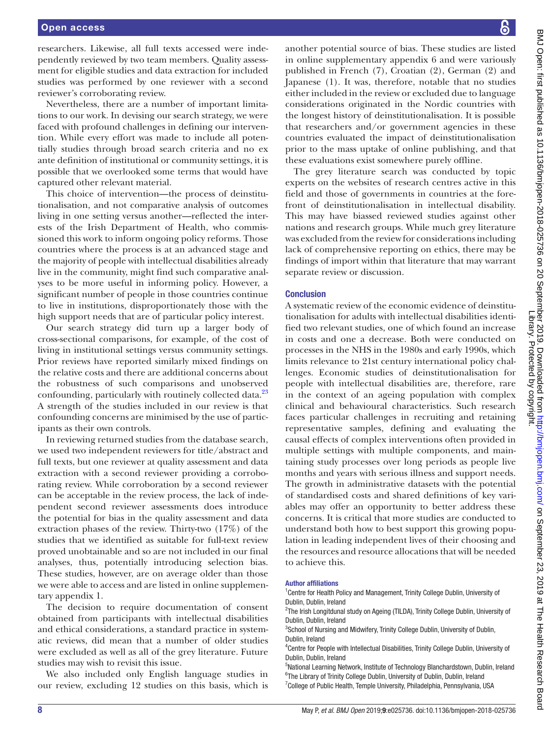researchers. Likewise, all full texts accessed were independently reviewed by two team members. Quality assessment for eligible studies and data extraction for included studies was performed by one reviewer with a second reviewer's corroborating review.

Nevertheless, there are a number of important limitations to our work. In devising our search strategy, we were faced with profound challenges in defining our intervention. While every effort was made to include all potentially studies through broad search criteria and no ex ante definition of institutional or community settings, it is possible that we overlooked some terms that would have captured other relevant material.

This choice of intervention—the process of deinstitutionalisation, and not comparative analysis of outcomes living in one setting versus another—reflected the interests of the Irish Department of Health, who commissioned this work to inform ongoing policy reforms. Those countries where the process is at an advanced stage and the majority of people with intellectual disabilities already live in the community, might find such comparative analyses to be more useful in informing policy. However, a significant number of people in those countries continue to live in institutions, disproportionately those with the high support needs that are of particular policy interest.

Our search strategy did turn up a larger body of cross-sectional comparisons, for example, of the cost of living in institutional settings versus community settings. Prior reviews have reported similarly mixed findings on the relative costs and there are additional concerns about the robustness of such comparisons and unobserved confounding, particularly with routinely collected data.[23] A strength of the studies included in our review is that confounding concerns are minimised by the use of participants as their own controls.

In reviewing returned studies from the database search, we used two independent reviewers for title/abstract and full texts, but one reviewer at quality assessment and data extraction with a second reviewer providing a corroborating review. While corroboration by a second reviewer can be acceptable in the review process, the lack of independent second reviewer assessments does introduce the potential for bias in the quality assessment and data extraction phases of the review. Thirty-two (17%) of the studies that we identified as suitable for full-text review proved unobtainable and so are not included in our final analyses, thus, potentially introducing selection bias. These studies, however, are on average older than those we were able to access and are listed in online supplementary appendix 1.

The decision to require documentation of consent obtained from participants with intellectual disabilities and ethical considerations, a standard practice in systematic reviews, did mean that a number of older studies were excluded as well as all of the grey literature. Future studies may wish to revisit this issue.

We also included only English language studies in our review, excluding 12 studies on this basis, which is another potential source of bias. These studies are listed in online supplementary appendix 6 and were variously published in French (7), Croatian (2), German (2) and Japanese (1). It was, therefore, notable that no studies either included in the review or excluded due to language considerations originated in the Nordic countries with the longest history of deinstitutionalisation. It is possible that researchers and/or government agencies in these countries evaluated the impact of deinstitutionalisation prior to the mass uptake of online publishing, and that these evaluations exist somewhere purely offline.

The grey literature search was conducted by topic experts on the websites of research centres active in this field and those of governments in countries at the forefront of deinstitutionalisation in intellectual disability. This may have biassed reviewed studies against other nations and research groups. While much grey literature was excluded from the review for considerations including lack of comprehensive reporting on ethics, there may be findings of import within that literature that may warrant separate review or discussion.

## Conclusion

A systematic review of the economic evidence of deinstitutionalisation for adults with intellectual disabilities identified two relevant studies, one of which found an increase in costs and one a decrease. Both were conducted on processes in the NHS in the 1980s and early 1990s, which limits relevance to 21st century international policy challenges. Economic studies of deinstitutionalisation for people with intellectual disabilities are, therefore, rare in the context of an ageing population with complex clinical and behavioural characteristics. Such research faces particular challenges in recruiting and retaining representative samples, defining and evaluating the causal effects of complex interventions often provided in multiple settings with multiple components, and maintaining study processes over long periods as people live months and years with serious illness and support needs. The growth in administrative datasets with the potential of standardised costs and shared definitions of key variables may offer an opportunity to better address these concerns. It is critical that more studies are conducted to understand both how to best support this growing population in leading independent lives of their choosing and the resources and resource allocations that will be needed to achieve this.

#### Author affiliations

[1]Centre for Health Policy and Management, Trinity College Dublin, University of Dublin, Dublin, Ireland
[2]The Irish Longitudinal study on Ageing (TILDA), Trinity College Dublin, University of Dublin, Dublin, Ireland
[3]School of Nursing and Midwifery, Trinity College Dublin, University of Dublin, Dublin, Ireland
[4]Centre for People with Intellectual Disabilities, Trinity College Dublin, University of Dublin, Dublin, Ireland
[5]National Learning Network, Institute of Technology Blanchardstown, Dublin, Ireland
[6]The Library of Trinity College Dublin, University of Dublin, Dublin, Ireland
[7]College of Public Health, Temple University, Philadelphia, Pennsylvania, USA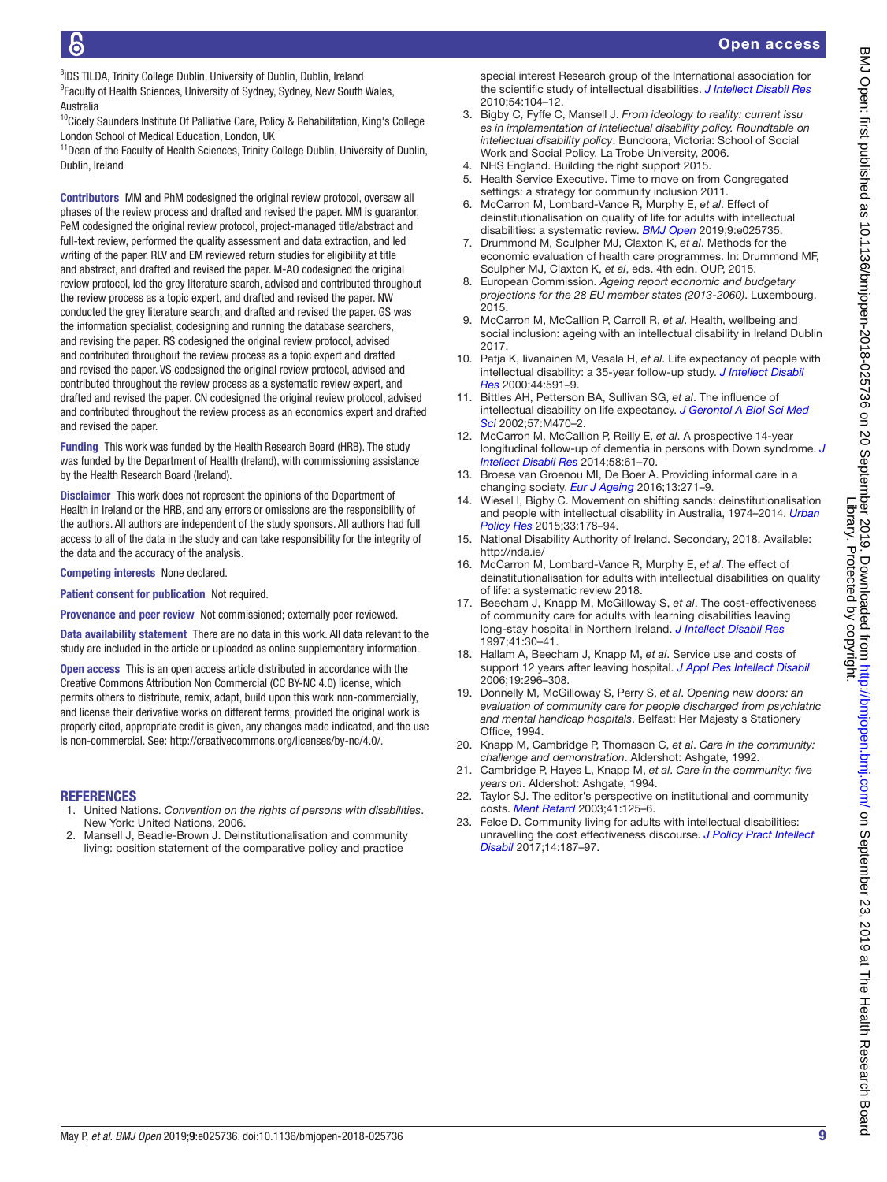[8]IDS TILDA, Trinity College Dublin, University of Dublin, Dublin, Ireland
[9]Faculty of Health Sciences, University of Sydney, Sydney, New South Wales, Australia
[10]Cicely Saunders Institute Of Palliative Care, Policy & Rehabilitation, King's College London School of Medical Education, London, UK
[11]Dean of the Faculty of Health Sciences, Trinity College Dublin, University of Dublin, Dublin, Ireland

**Contributors** MM and PhM codesigned the original review protocol, oversaw all phases of the review process and drafted and revised the paper. MM is guarantor. PeM codesigned the original review protocol, project-managed title/abstract and full-text review, performed the quality assessment and data extraction, and led writing of the paper. RLV and EM reviewed return studies for eligibility at title and abstract, and drafted and revised the paper. M-AO codesigned the original review protocol, led the grey literature search, advised and contributed throughout the review process as a topic expert, and drafted and revised the paper. NW conducted the grey literature search, and drafted and revised the paper. GS was the information specialist, codesigning and running the database searchers, and revising the paper. RS codesigned the original review protocol, advised and contributed throughout the review process as a topic expert and drafted and revised the paper. VS codesigned the original review protocol, advised and contributed throughout the review process as a systematic review expert, and drafted and revised the paper. CN codesigned the original review protocol, advised and contributed throughout the review process as an economics expert and drafted and revised the paper.

**Funding** This work was funded by the Health Research Board (HRB). The study was funded by the Department of Health (Ireland), with commissioning assistance by the Health Research Board (Ireland).

**Disclaimer** This work does not represent the opinions of the Department of Health in Ireland or the HRB, and any errors or omissions are the responsibility of the authors. All authors are independent of the study sponsors. All authors had full access to all of the data in the study and can take responsibility for the integrity of the data and the accuracy of the analysis.

**Competing interests** None declared.

**Patient consent for publication** Not required.

**Provenance and peer review** Not commissioned; externally peer reviewed.

**Data availability statement** There are no data in this work. All data relevant to the study are included in the article or uploaded as online supplementary information.

**Open access** This is an open access article distributed in accordance with the Creative Commons Attribution Non Commercial (CC BY-NC 4.0) license, which permits others to distribute, remix, adapt, build upon this work non-commercially, and license their derivative works on different terms, provided the original work is properly cited, appropriate credit is given, any changes made indicated, and the use is non-commercial. See: http://creativecommons.org/licenses/by-nc/4.0/.

## REFERENCES

1. United Nations. *Convention on the rights of persons with disabilities*. New York: United Nations, 2006.
2. Mansell J, Beadle-Brown J. Deinstitutionalisation and community living: position statement of the comparative policy and practice special interest Research group of the International association for the scientific study of intellectual disabilities. *J Intellect Disabil Res* 2010;54:104–12.
3. Bigby C, Fyffe C, Mansell J. *From ideology to reality: current issu es in implementation of intellectual disability policy. Roundtable on intellectual disability policy*. Bundoora, Victoria: School of Social Work and Social Policy, La Trobe University, 2006.
4. NHS England. Building the right support 2015.
5. Health Service Executive. Time to move on from Congregated settings: a strategy for community inclusion 2011.
6. McCarron M, Lombard-Vance R, Murphy E, *et al*. Effect of deinstitutionalisation on quality of life for adults with intellectual disabilities: a systematic review. *BMJ Open* 2019;9:e025735.
7. Drummond M, Sculpher MJ, Claxton K, *et al*. Methods for the economic evaluation of health care programmes. In: Drummond MF, Sculpher MJ, Claxton K, *et al*, eds. 4th edn. OUP, 2015.
8. European Commission. *Ageing report economic and budgetary projections for the 28 EU member states (2013-2060)*. Luxembourg, 2015.
9. McCarron M, McCallion P, Carroll R, *et al*. Health, wellbeing and social inclusion: ageing with an intellectual disability in Ireland Dublin 2017.
10. Patja K, Iivanainen M, Vesala H, *et al*. Life expectancy of people with intellectual disability: a 35-year follow-up study. *J Intellect Disabil Res* 2000;44:591–9.
11. Bittles AH, Petterson BA, Sullivan SG, *et al*. The influence of intellectual disability on life expectancy. *J Gerontol A Biol Sci Med Sci* 2002;57:M470–2.
12. McCarron M, McCallion P, Reilly E, *et al*. A prospective 14-year longitudinal follow-up of dementia in persons with Down syndrome. *J Intellect Disabil Res* 2014;58:61–70.
13. Broese van Groenou MI, De Boer A. Providing informal care in a changing society. *Eur J Ageing* 2016;13:271–9.
14. Wiesel I, Bigby C. Movement on shifting sands: deinstitutionalisation and people with intellectual disability in Australia, 1974–2014. *Urban Policy Res* 2015;33:178–94.
15. National Disability Authority of Ireland. Secondary, 2018. Available: http://nda.ie/
16. McCarron M, Lombard-Vance R, Murphy E, *et al*. The effect of deinstitutionalisation for adults with intellectual disabilities on quality of life: a systematic review 2018.
17. Beecham J, Knapp M, McGilloway S, *et al*. The cost-effectiveness of community care for adults with learning disabilities leaving long-stay hospital in Northern Ireland. *J Intellect Disabil Res* 1997;41:30–41.
18. Hallam A, Beecham J, Knapp M, *et al*. Service use and costs of support 12 years after leaving hospital. *J Appl Res Intellect Disabil* 2006;19:296–308.
19. Donnelly M, McGilloway S, Perry S, *et al*. *Opening new doors: an evaluation of community care for people discharged from psychiatric and mental handicap hospitals*. Belfast: Her Majesty's Stationery Office, 1994.
20. Knapp M, Cambridge P, Thomason C, *et al*. *Care in the community: challenge and demonstration*. Aldershot: Ashgate, 1992.
21. Cambridge P, Hayes L, Knapp M, *et al*. *Care in the community: five years on*. Aldershot: Ashgate, 1994.
22. Taylor SJ. The editor's perspective on institutional and community costs. *Ment Retard* 2003;41:125–6.
23. Felce D. Community living for adults with intellectual disabilities: unravelling the cost effectiveness discourse. *J Policy Pract Intellect Disabil* 2017;14:187–97.